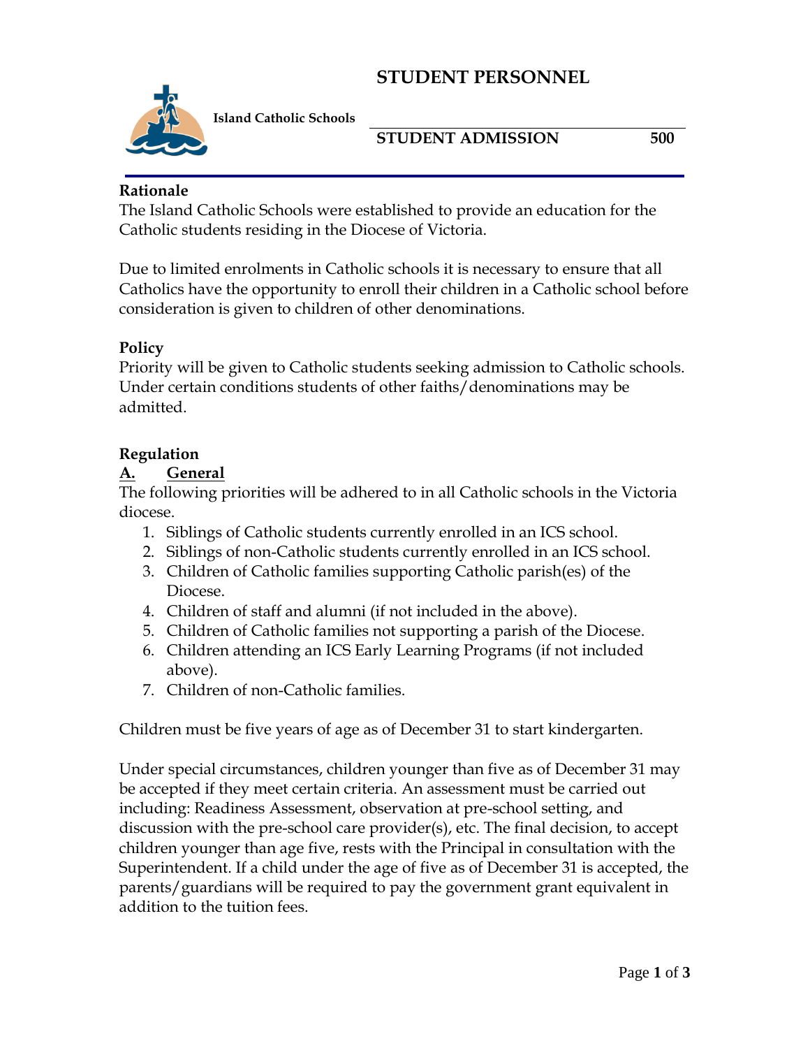# STUDENT PERSONNEL

**Island Catholic Schools**

**STUDENT ADMISSION 500**

**Rationale**

The Island Catholic Schools were established to provide an education for the Catholic students residing in the Diocese of Victoria.

Due to limited enrolments in Catholic schools it is necessary to ensure that all Catholics have the opportunity to enroll their children in a Catholic school before consideration is given to children of other denominations.

**Policy**

Priority will be given to Catholic students seeking admission to Catholic schools. Under certain conditions students of other faiths/denominations may be admitted.

**Regulation**

**A. General**

The following priorities will be adhered to in all Catholic schools in the Victoria diocese.

1. Siblings of Catholic students currently enrolled in an ICS school.
2. Siblings of non-Catholic students currently enrolled in an ICS school.
3. Children of Catholic families supporting Catholic parish(es) of the Diocese.
4. Children of staff and alumni (if not included in the above).
5. Children of Catholic families not supporting a parish of the Diocese.
6. Children attending an ICS Early Learning Programs (if not included above).
7. Children of non-Catholic families.

Children must be five years of age as of December 31 to start kindergarten.

Under special circumstances, children younger than five as of December 31 may be accepted if they meet certain criteria. An assessment must be carried out including: Readiness Assessment, observation at pre-school setting, and discussion with the pre-school care provider(s), etc. The final decision, to accept children younger than age five, rests with the Principal in consultation with the Superintendent. If a child under the age of five as of December 31 is accepted, the parents/guardians will be required to pay the government grant equivalent in addition to the tuition fees.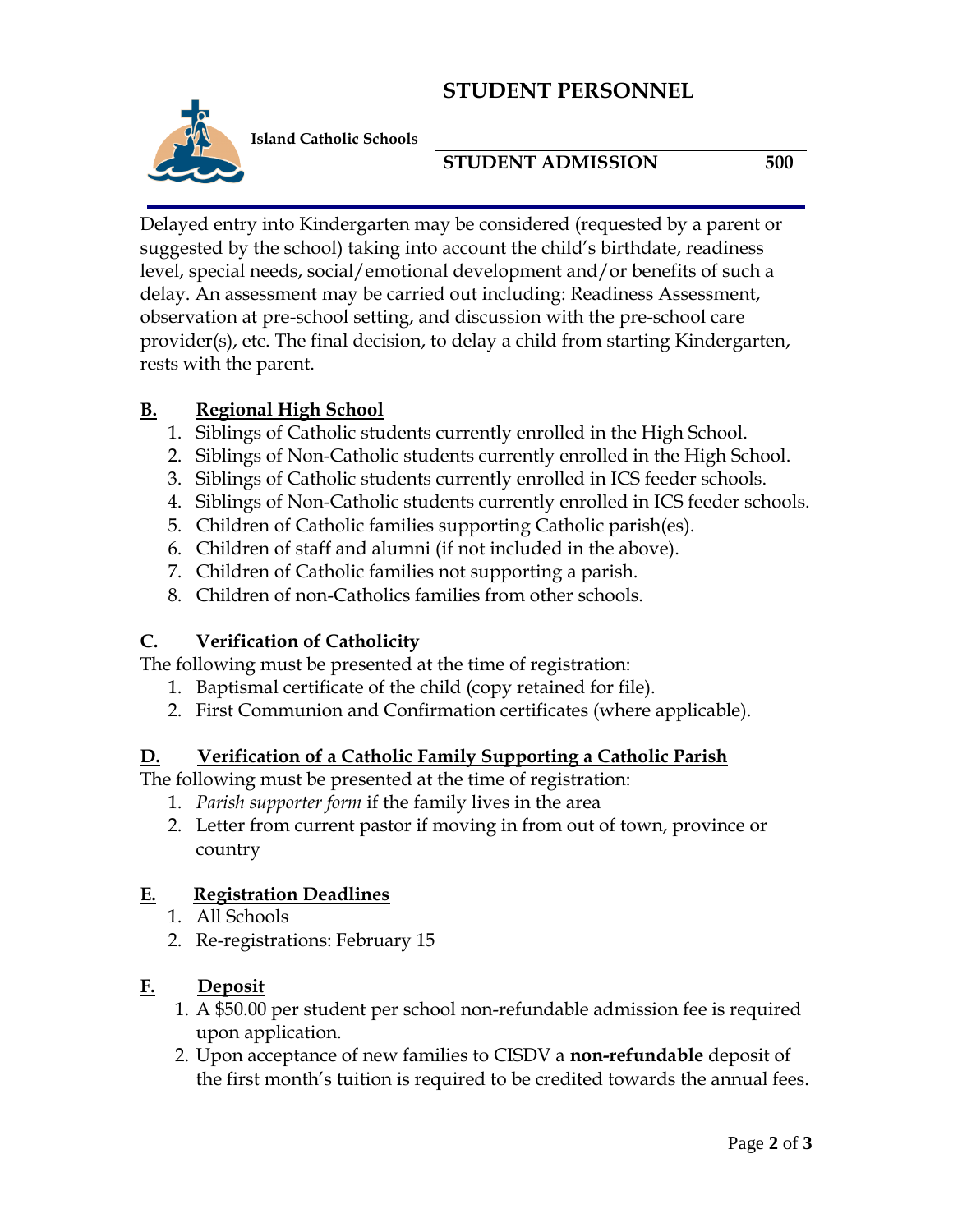Delayed entry into Kindergarten may be considered (requested by a parent or suggested by the school) taking into account the child's birthdate, readiness level, special needs, social/emotional development and/or benefits of such a delay. An assessment may be carried out including: Readiness Assessment, observation at pre-school setting, and discussion with the pre-school care provider(s), etc. The final decision, to delay a child from starting Kindergarten, rests with the parent.

## B. Regional High School

1. Siblings of Catholic students currently enrolled in the High School.
2. Siblings of Non-Catholic students currently enrolled in the High School.
3. Siblings of Catholic students currently enrolled in ICS feeder schools.
4. Siblings of Non-Catholic students currently enrolled in ICS feeder schools.
5. Children of Catholic families supporting Catholic parish(es).
6. Children of staff and alumni (if not included in the above).
7. Children of Catholic families not supporting a parish.
8. Children of non-Catholics families from other schools.

## C. Verification of Catholicity

The following must be presented at the time of registration:

1. Baptismal certificate of the child (copy retained for file).
2. First Communion and Confirmation certificates (where applicable).

## D. Verification of a Catholic Family Supporting a Catholic Parish

The following must be presented at the time of registration:

1. *Parish supporter form* if the family lives in the area
2. Letter from current pastor if moving in from out of town, province or country

## E. Registration Deadlines

1. All Schools
2. Re-registrations: February 15

## F. Deposit

1. A $50.00 per student per school non-refundable admission fee is required upon application.
2. Upon acceptance of new families to CISDV a **non-refundable** deposit of the first month's tuition is required to be credited towards the annual fees.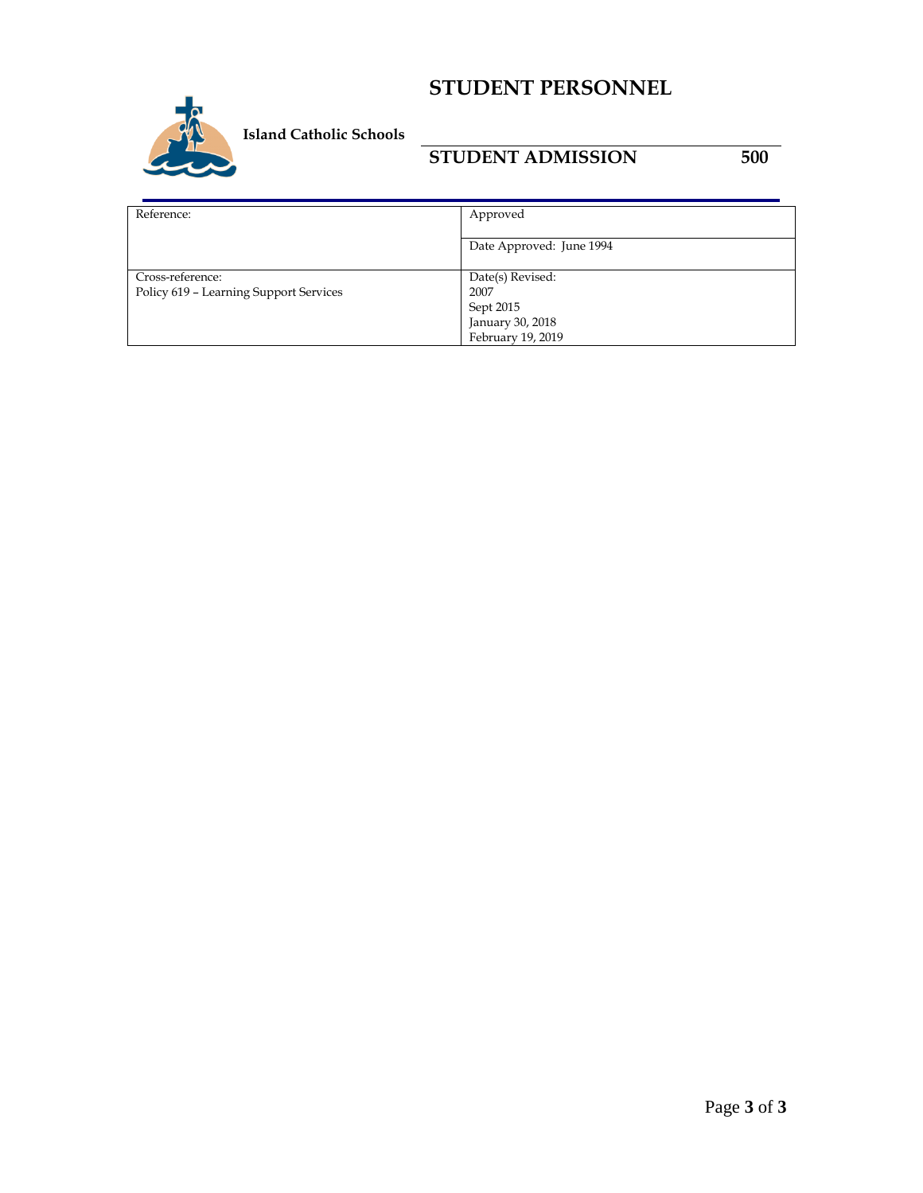# STUDENT PERSONNEL

**Island Catholic Schools**

## STUDENT ADMISSION 500

| | |
|---|---|
| Reference: | Approved<br><br>Date Approved: June 1994 |
| Cross-reference:<br>Policy 619 – Learning Support Services | Date(s) Revised:<br>2007<br>Sept 2015<br>January 30, 2018<br>February 19, 2019 |